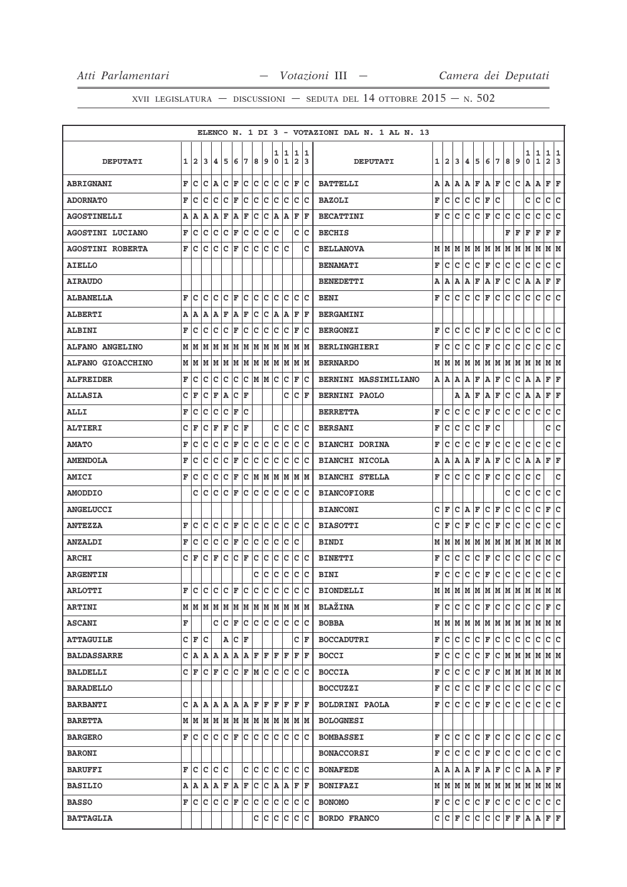ELENCO N. 1 DI 3 - VOTAZIONI DAL N. 1 AL N. 13

| DEPUTATI | 1 | 2 | 3 | 4 | 5 | 6 | 7 | 8 | 9 | 10 | 11 | 12 | 13 | DEPUTATI | 1 | 2 | 3 | 4 | 5 | 6 | 7 | 8 | 9 | 10 | 11 | 12 | 13 |
|---|---|---|---|---|---|---|---|---|---|---|---|---|---|---|---|---|---|---|---|---|---|---|---|---|---|---|---|
| **ABRIGNANI** | F | C | C | A | C | F | C | C | C | C | C | F | C | **BATTELLI** | A | A | A | A | F | A | F | C | C | A | A | F | F |
| **ADORNATO** | F | C | C | C | C | F | C | C | C | C | C | C | C | **BAZOLI** | F | C | C | C | C | F | C | | | C | C | C | C |
| **AGOSTINELLI** | A | A | A | A | F | A | F | C | C | A | A | F | F | **BECATTINI** | F | C | C | C | C | F | C | C | C | C | C | C | C |
| **AGOSTINI LUCIANO** | F | C | C | C | C | F | C | C | C | C | | C | C | **BECHIS** | | | | | | | | F | F | F | F | F | F |
| **AGOSTINI ROBERTA** | F | C | C | C | C | F | C | C | C | C | C | | C | **BELLANOVA** | M | M | M | M | M | M | M | M | M | M | M | M | M |
| **AIELLO** | | | | | | | | | | | | | | **BENAMATI** | F | C | C | C | C | F | C | C | C | C | C | C | C |
| **AIRAUDO** | | | | | | | | | | | | | | **BENEDETTI** | A | A | A | A | F | A | F | C | C | A | A | F | F |
| **ALBANELLA** | F | C | C | C | C | F | C | C | C | C | C | C | C | **BENI** | F | C | C | C | C | F | C | C | C | C | C | C | C |
| **ALBERTI** | A | A | A | A | F | A | F | C | C | A | A | F | F | **BERGAMINI** | | | | | | | | | | | | | |
| **ALBINI** | F | C | C | C | C | F | C | C | C | C | C | F | C | **BERGONZI** | F | C | C | C | C | F | C | C | C | C | C | C | C |
| **ALFANO ANGELINO** | M | M | M | M | M | M | M | M | M | M | M | M | M | **BERLINGHIERI** | F | C | C | C | C | F | C | C | C | C | C | C | C |
| **ALFANO GIOACCHINO** | M | M | M | M | M | M | M | M | M | M | M | M | M | **BERNARDO** | M | M | M | M | M | M | M | M | M | M | M | M | M |
| **ALFREIDER** | F | C | C | C | C | C | C | M | M | C | C | F | C | **BERNINI MASSIMILIANO** | A | A | A | A | F | A | F | C | C | A | A | F | F |
| **ALLASIA** | C | F | C | F | A | C | F | | | | C | C | F | **BERNINI PAOLO** | | | A | A | F | A | F | C | C | A | A | F | F |
| **ALLI** | F | C | C | C | C | F | C | | | | | | | **BERRETTA** | F | C | C | C | C | F | C | C | C | C | C | C | C |
| **ALTIERI** | C | F | C | F | F | C | F | | | C | C | C | C | **BERSANI** | F | C | C | C | C | F | C | | | | | C | C |
| **AMATO** | F | C | C | C | C | F | C | C | C | C | C | C | C | **BIANCHI DORINA** | F | C | C | C | C | F | C | C | C | C | C | C | C |
| **AMENDOLA** | F | C | C | C | C | F | C | C | C | C | C | C | C | **BIANCHI NICOLA** | A | A | A | A | F | A | F | C | C | A | A | F | F |
| **AMICI** | F | C | C | C | C | F | C | M | M | M | M | M | M | **BIANCHI STELLA** | F | C | C | C | C | F | C | C | C | C | C | | C |
| **AMODDIO** | | C | C | C | C | F | C | C | C | C | C | C | C | **BIANCOFIORE** | | | | | | | | C | C | C | C | C | C |
| **ANGELUCCI** | | | | | | | | | | | | | | **BIANCONI** | C | F | C | A | F | C | F | C | C | C | C | F | C |
| **ANTEZZA** | F | C | C | C | C | F | C | C | C | C | C | C | C | **BIASOTTI** | C | F | C | F | C | C | F | C | C | C | C | C | C |
| **ANZALDI** | F | C | C | C | C | F | C | C | C | C | C | C | | **BINDI** | M | M | M | M | M | M | M | M | M | M | M | M | M |
| **ARCHI** | C | F | C | F | C | C | F | C | C | C | C | C | C | **BINETTI** | F | C | C | C | C | F | C | C | C | C | C | C | C |
| **ARGENTIN** | | | | | | | | | C | C | C | C | C | **BINI** | F | C | C | C | C | F | C | C | C | C | C | C | C |
| **ARLOTTI** | F | C | C | C | C | F | C | C | C | C | C | C | C | **BIONDELLI** | M | M | M | M | M | M | M | M | M | M | M | M | M |
| **ARTINI** | M | M | M | M | M | M | M | M | M | M | M | M | M | **BLAŽINA** | F | C | C | C | C | F | C | C | C | C | C | F | C |
| **ASCANI** | F | | | C | C | F | C | C | C | C | C | C | C | **BOBBA** | M | M | M | M | M | M | M | M | M | M | M | M | M |
| **ATTAGUILE** | C | F | C | | A | C | F | | | | | C | F | **BOCCADUTRI** | F | C | C | C | C | F | C | C | C | C | C | C | C |
| **BALDASSARRE** | C | A | A | A | A | A | A | F | F | F | F | F | F | **BOCCI** | F | C | C | C | C | F | C | M | M | M | M | M | M |
| **BALDELLI** | C | F | C | F | C | C | F | M | C | C | C | C | C | **BOCCIA** | F | C | C | C | C | F | C | M | M | M | M | M | M |
| **BARADELLO** | | | | | | | | | | | | | | **BOCCUZZI** | F | C | C | C | C | F | C | C | C | C | C | C | C |
| **BARBANTI** | C | A | A | A | A | A | A | F | F | F | F | F | F | **BOLDRINI PAOLA** | F | C | C | C | C | F | C | C | C | C | C | C | C |
| **BARETTA** | M | M | M | M | M | M | M | M | M | M | M | M | M | **BOLOGNESI** | | | | | | | | | | | | | |
| **BARGERO** | F | C | C | C | C | F | C | C | C | C | C | C | C | **BOMBASSEI** | F | C | C | C | C | F | C | C | C | C | C | C | C |
| **BARONI** | | | | | | | | | | | | | | **BONACCORSI** | F | C | C | C | C | F | C | C | C | C | C | C | C |
| **BARUFFI** | F | C | C | C | C | | C | C | C | C | C | C | C | **BONAFEDE** | A | A | A | A | F | A | F | C | C | A | A | F | F |
| **BASILIO** | A | A | A | A | F | A | F | C | C | A | A | F | F | **BONIFAZI** | M | M | M | M | M | M | M | M | M | M | M | M | M |
| **BASSO** | F | C | C | C | C | F | C | C | C | C | C | C | C | **BONOMO** | F | C | C | C | C | F | C | C | C | C | C | C | C |
| **BATTAGLIA** | | | | | | | | C | C | C | C | C | C | **BORDO FRANCO** | C | C | F | C | C | C | C | F | F | A | A | F | F |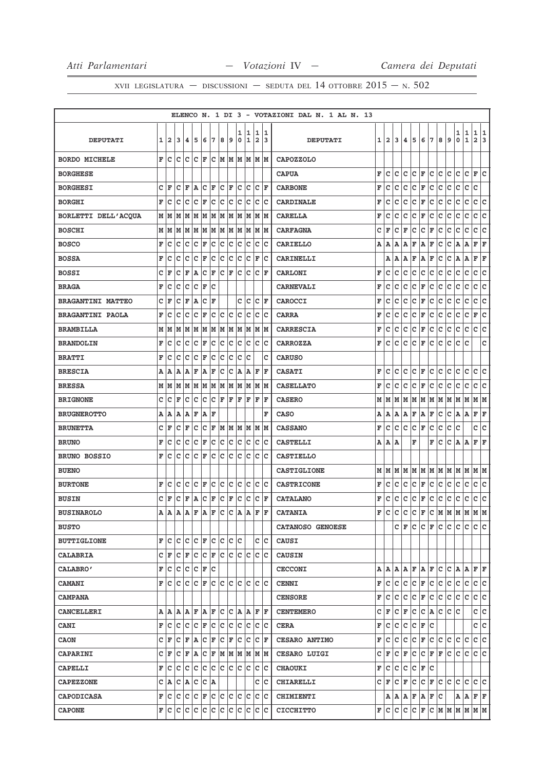ELENCO N. 1 DI 3 - VOTAZIONI DAL N. 1 AL N. 13

| DEPUTATI | 1 | 2 | 3 | 4 | 5 | 6 | 7 | 8 | 9 | 10 | 11 | 12 | 13 | DEPUTATI | 1 | 2 | 3 | 4 | 5 | 6 | 7 | 8 | 9 | 10 | 11 | 12 | 13 |
|---|---|---|---|---|---|---|---|---|---|---|---|---|---|---|---|---|---|---|---|---|---|---|---|---|---|---|---|
| BORDO MICHELE | F | C | C | C | C | F | C | M | M | M | M | M | M | CAPOZZOLO | | | | | | | | | | | | | |
| BORGHESE | | | | | | | | | | | | | | CAPUA | F | C | C | C | C | F | C | C | C | C | C | F | C |
| BORGHESI | C | F | C | F | A | C | F | C | F | C | C | C | F | CARBONE | F | C | C | C | C | F | C | C | C | C | C | C | |
| BORGHI | F | C | C | C | C | F | C | C | C | C | C | C | C | CARDINALE | F | C | C | C | C | F | C | C | C | C | C | C | C |
| BORLETTI DELL'ACQUA | M | M | M | M | M | M | M | M | M | M | M | M | M | CARELLA | F | C | C | C | C | F | C | C | C | C | C | C | C |
| BOSCHI | M | M | M | M | M | M | M | M | M | M | M | M | M | CARFAGNA | C | F | C | F | C | C | F | C | C | C | C | C | C |
| BOSCO | F | C | C | C | C | F | C | C | C | C | C | C | C | CARIELLO | A | A | A | A | F | A | F | C | C | A | A | F | F |
| BOSSA | F | C | C | C | C | F | C | C | C | C | C | F | C | CARINELLI | | A | A | A | F | A | F | C | C | A | A | F | F |
| BOSSI | C | F | C | F | A | C | F | C | F | C | C | C | F | CARLONI | F | C | C | C | C | C | C | C | C | C | C | C | C |
| BRAGA | F | C | C | C | C | F | C | | | | | | | CARNEVALI | F | C | C | C | C | F | C | C | C | C | C | C | C |
| BRAGANTINI MATTEO | C | F | C | F | A | C | F | | | C | C | C | F | CAROCCI | F | C | C | C | C | F | C | C | C | C | C | C | C |
| BRAGANTINI PAOLA | F | C | C | C | C | F | C | C | C | C | C | C | C | CARRA | F | C | C | C | C | F | C | C | C | C | C | F | C |
| BRAMBILLA | M | M | M | M | M | M | M | M | M | M | M | M | M | CARRESCIA | F | C | C | C | C | F | C | C | C | C | C | C | C |
| BRANDOLIN | F | C | C | C | C | F | C | C | C | C | C | C | C | CARROZZA | F | C | C | C | C | F | C | C | C | C | C | | C |
| BRATTI | F | C | C | C | C | F | C | C | C | C | C | | C | CARUSO | | | | | | | | | | | | | |
| BRESCIA | A | A | A | A | F | A | F | C | C | A | A | F | F | CASATI | F | C | C | C | C | F | C | C | C | C | C | C | C |
| BRESSA | M | M | M | M | M | M | M | M | M | M | M | M | M | CASELLATO | F | C | C | C | C | F | C | C | C | C | C | C | C |
| BRIGNONE | C | C | F | C | C | C | C | F | F | F | F | F | F | CASERO | M | M | M | M | M | M | M | M | M | M | M | M | M |
| BRUGNEROTTO | A | A | A | A | F | A | F | | | | | | F | CASO | A | A | A | A | F | A | F | C | C | A | A | F | F |
| BRUNETTA | C | F | C | F | C | C | F | M | M | M | M | M | M | CASSANO | F | C | C | C | C | F | C | C | C | C | | C | C |
| BRUNO | F | C | C | C | C | F | C | C | C | C | C | C | C | CASTELLI | A | A | A | | | F | | F | C | C | A | A | F | F |
| BRUNO BOSSIO | F | C | C | C | C | F | C | C | C | C | C | C | C | CASTIELLO | | | | | | | | | | | | | |
| BUENO | | | | | | | | | | | | | | CASTIGLIONE | M | M | M | M | M | M | M | M | M | M | M | M | M |
| BURTONE | F | C | C | C | C | F | C | C | C | C | C | C | C | CASTRICONE | F | C | C | C | C | F | C | C | C | C | C | C | C |
| BUSIN | C | F | C | F | A | C | F | C | F | C | C | C | F | CATALANO | F | C | C | C | C | F | C | C | C | C | C | C | C |
| BUSINAROLO | A | A | A | A | F | A | F | C | C | A | A | F | F | CATANIA | F | C | C | C | C | F | C | M | M | M | M | M | M |
| BUSTO | | | | | | | | | | | | | | CATANOSO GENOESE | | | C | F | C | C | F | C | C | C | C | C | C |
| BUTTIGLIONE | F | C | C | C | C | F | C | C | C | C | | C | C | CAUSI | | | | | | | | | | | | | |
| CALABRIA | C | F | C | F | C | C | F | C | C | C | C | C | C | CAUSIN | | | | | | | | | | | | | |
| CALABRO' | F | C | C | C | C | F | C | | | | | | | CECCONI | A | A | A | A | F | A | F | C | C | A | A | F | F |
| CAMANI | F | C | C | C | C | F | C | C | C | C | C | C | C | CENNI | F | C | C | C | C | F | C | C | C | C | C | C | C |
| CAMPANA | | | | | | | | | | | | | | CENSORE | F | C | C | C | C | F | C | C | C | C | C | C | C |
| CANCELLERI | A | A | A | A | F | A | F | C | C | A | A | F | F | CENTEMERO | C | F | C | F | C | C | A | C | C | C | | C | C |
| CANI | F | C | C | C | C | F | C | C | C | C | C | C | C | CERA | F | C | C | C | C | F | C | | | | | C | C |
| CAON | C | F | C | F | A | C | F | C | F | C | C | C | F | CESARO ANTIMO | F | C | C | C | C | F | C | C | C | C | C | C | C |
| CAPARINI | C | F | C | F | A | C | F | M | M | M | M | M | M | CESARO LUIGI | C | F | C | F | C | C | F | F | C | C | C | C | C |
| CAPELLI | F | C | C | C | C | C | C | C | C | C | C | C | C | CHAOUKI | F | C | C | C | C | F | C | | | | | | |
| CAPEZZONE | C | A | C | A | C | C | A | | | | | C | C | CHIARELLI | C | F | C | F | C | C | F | C | C | C | C | C | C |
| CAPODICASA | F | C | C | C | C | F | C | C | C | C | C | C | C | CHIMIENTI | | A | A | A | F | A | F | C | | A | A | F | F |
| CAPONE | F | C | C | C | C | C | C | C | C | C | C | C | C | CICCHITTO | F | C | C | C | C | F | C | M | M | M | M | M | M |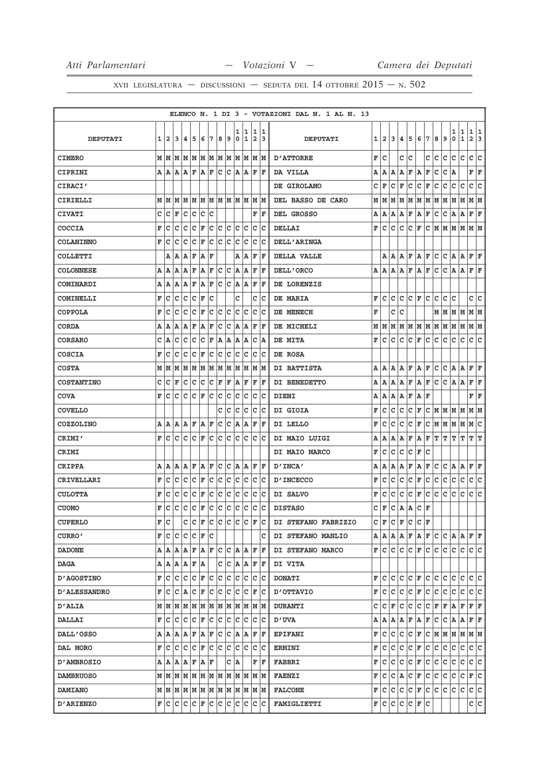ELENCO N. 1 DI 3 - VOTAZIONI DAL N. 1 AL N. 13

| DEPUTATI | 1 | 2 | 3 | 4 | 5 | 6 | 7 | 8 | 9 | 10 | 11 | 12 | 13 | DEPUTATI | 1 | 2 | 3 | 4 | 5 | 6 | 7 | 8 | 9 | 10 | 11 | 12 | 13 |
|---|---|---|---|---|---|---|---|---|---|---|---|---|---|---|---|---|---|---|---|---|---|---|---|---|---|---|---|
| CIMBRO | M | M | M | M | M | M | M | M | M | M | M | M | M | D'ATTORRE | F | C | | C | C | | C | C | C | C | C | C | C |
| CIPRINI | A | A | A | A | F | A | F | C | C | A | A | F | F | DA VILLA | A | A | A | A | F | A | F | C | C | A | | F | F |
| CIRACI' | | | | | | | | | | | | | | DE GIROLAMO | C | F | C | F | C | C | F | C | C | C | C | C | C |
| CIRIELLI | M | M | M | M | M | M | M | M | M | M | M | M | M | DEL BASSO DE CARO | M | M | M | M | M | M | M | M | M | M | M | M | M |
| CIVATI | C | C | F | C | C | C | C | | | | | F | F | DEL GROSSO | A | A | A | A | F | A | F | C | C | A | A | F | F |
| COCCIA | F | C | C | C | C | F | C | C | C | C | C | C | C | DELLAI | F | C | C | C | C | F | C | M | M | M | M | M | M |
| COLANINNO | F | C | C | C | C | F | C | C | C | C | C | C | C | DELL'ARINGA | | | | | | | | | | | | | |
| COLLETTI | | A | A | A | F | A | F | | | A | A | F | F | DELLA VALLE | | A | A | A | F | A | F | C | C | A | A | F | F |
| COLONNESE | A | A | A | A | F | A | F | C | C | A | A | F | F | DELL'ORCO | A | A | A | A | F | A | F | C | C | A | A | F | F |
| COMINARDI | A | A | A | A | F | A | F | C | C | A | A | F | F | DE LORENZIS | | | | | | | | | | | | | |
| COMINELLI | F | C | C | C | C | F | C | | | C | | C | C | DE MARIA | F | C | C | C | C | F | C | C | C | C | | C | C |
| COPPOLA | F | C | C | C | C | F | C | C | C | C | C | C | C | DE MENECH | F | | C | C | | | | M | M | M | M | M | M |
| CORDA | A | A | A | A | F | A | F | C | C | A | A | F | F | DE MICHELI | M | M | M | M | M | M | M | M | M | M | M | M | M |
| CORSARO | C | A | C | C | C | C | F | A | A | A | A | C | A | DE MITA | F | C | C | C | C | F | C | C | C | C | C | C | C |
| COSCIA | F | C | C | C | C | F | C | C | C | C | C | C | C | DE ROSA | | | | | | | | | | | | | |
| COSTA | M | M | M | M | M | M | M | M | M | M | M | M | M | DI BATTISTA | A | A | A | A | F | A | F | C | C | A | A | F | F |
| COSTANTINO | C | C | F | C | C | C | C | F | F | A | F | F | F | DI BENEDETTO | A | A | A | A | F | A | F | C | C | A | A | F | F |
| COVA | F | C | C | C | C | F | C | C | C | C | C | C | C | DIENI | A | A | A | A | F | A | F | | | | | F | F |
| COVELLO | | | | | | | | C | C | C | C | C | C | DI GIOIA | F | C | C | C | C | F | C | M | M | M | M | M | M |
| COZZOLINO | A | A | A | A | F | A | F | C | C | A | A | F | F | DI LELLO | F | C | C | C | C | F | C | M | M | M | M | M | C |
| CRIMI' | F | C | C | C | C | F | C | C | C | C | C | C | C | DI MAIO LUIGI | A | A | A | A | F | A | F | T | T | T | T | T | T |
| CRIMI | | | | | | | | | | | | | | DI MAIO MARCO | F | C | C | C | C | F | C | | | | | | |
| CRIPPA | A | A | A | A | F | A | F | C | C | A | A | F | F | D'INCA' | A | A | A | A | F | A | F | C | C | A | A | F | F |
| CRIVELLARI | F | C | C | C | C | F | C | C | C | C | C | C | C | D'INCECCO | F | C | C | C | C | F | C | C | C | C | C | C | C |
| CULOTTA | F | C | C | C | C | F | C | C | C | C | C | C | C | DI SALVO | F | C | C | C | C | F | C | C | C | C | C | C | C |
| CUOMO | F | C | C | C | C | F | C | C | C | C | C | C | C | DISTASO | C | F | C | A | A | C | F | | | | | | |
| CUPERLO | F | C | | C | C | F | C | C | C | C | C | F | C | DI STEFANO FABRIZIO | C | F | C | F | C | C | F | | | | | | |
| CURRO' | F | C | C | C | C | F | C | | | | | | C | DI STEFANO MANLIO | A | A | A | A | F | A | F | C | C | A | A | F | F |
| DADONE | A | A | A | A | F | A | F | C | C | A | A | F | F | DI STEFANO MARCO | F | C | C | C | C | F | C | C | C | C | C | C | C |
| DAGA | A | A | A | A | F | A | | C | C | A | A | F | F | DI VITA | | | | | | | | | | | | | |
| D'AGOSTINO | F | C | C | C | C | F | C | C | C | C | C | C | C | DONATI | F | C | C | C | C | F | C | C | C | C | C | C | C |
| D'ALESSANDRO | F | C | C | A | C | F | C | C | C | C | C | F | C | D'OTTAVIO | F | C | C | C | C | F | C | C | C | C | C | C | C |
| D'ALIA | M | M | M | M | M | M | M | M | M | M | M | M | M | DURANTI | C | C | F | C | C | C | C | F | F | A | F | F | F |
| DALLAI | F | C | C | C | C | F | C | C | C | C | C | C | C | D'UVA | A | A | A | A | F | A | F | C | C | A | A | F | F |
| DALL'OSSO | A | A | A | A | F | A | F | C | C | A | A | F | F | EPIFANI | F | C | C | C | C | F | C | M | M | M | M | M | M |
| DAL MORO | F | C | C | C | C | F | C | C | C | C | C | C | C | ERMINI | F | C | C | C | C | F | C | C | C | C | C | C | C |
| D'AMBROSIO | A | A | A | A | F | A | F | | C | A | | F | F | FABBRI | F | C | C | C | C | F | C | C | C | C | C | C | C |
| DAMBRUOSO | M | M | M | M | M | M | M | M | M | M | M | M | M | FAENZI | F | C | C | A | C | F | C | C | C | C | C | F | C |
| DAMIANO | M | M | M | M | M | M | M | M | M | M | M | M | M | FALCONE | F | C | C | C | C | F | C | C | C | C | C | C | C |
| D'ARIENZO | F | C | C | C | C | F | C | C | C | C | C | C | C | FAMIGLIETTI | F | C | C | C | C | F | C | | | | | C | C |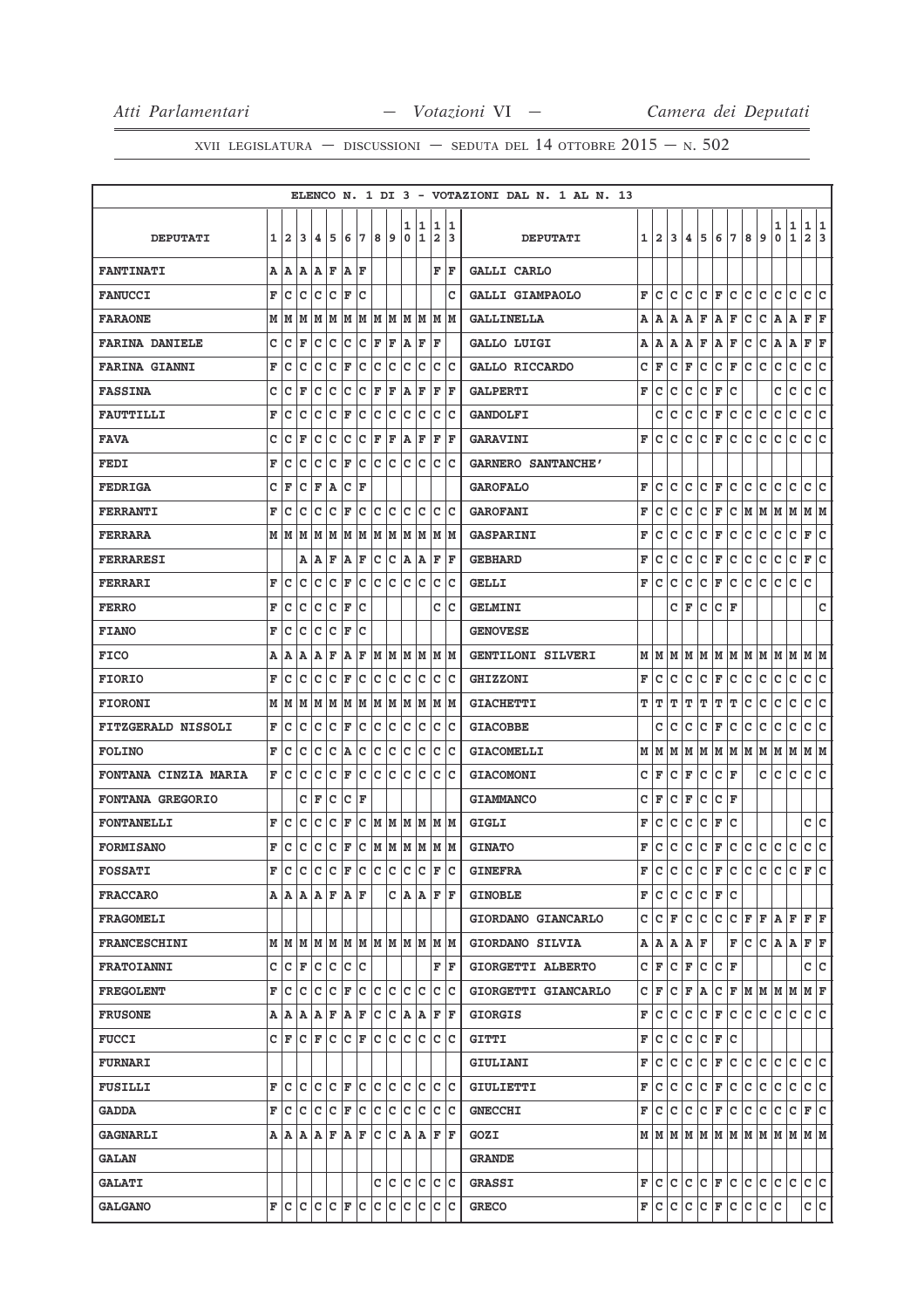ELENCO N. 1 DI 3 - VOTAZIONI DAL N. 1 AL N. 13

| DEPUTATI | 1 | 2 | 3 | 4 | 5 | 6 | 7 | 8 | 9 | 10 | 11 | 12 | 13 | DEPUTATI | 1 | 2 | 3 | 4 | 5 | 6 | 7 | 8 | 9 | 10 | 11 | 12 | 13 |
|---|---|---|---|---|---|---|---|---|---|---|---|---|---|---|---|---|---|---|---|---|---|---|---|---|---|---|---|
| FANTINATI | A | A | A | A | F | A | F | | | | | F | F | GALLI CARLO | | | | | | | | | | | | | |
| FANUCCI | F | C | C | C | C | F | C | | | | | | C | GALLI GIAMPAOLO | F | C | C | C | C | F | C | C | C | C | C | C | C |
| FARAONE | M | M | M | M | M | M | M | M | M | M | M | M | M | GALLINELLA | A | A | A | A | F | A | F | C | C | A | A | F | F |
| FARINA DANIELE | C | C | F | C | C | C | C | F | F | A | F | F | | GALLO LUIGI | A | A | A | A | F | A | F | C | C | A | A | F | F |
| FARINA GIANNI | F | C | C | C | C | F | C | C | C | C | C | C | C | GALLO RICCARDO | C | F | C | F | C | C | F | C | C | C | C | C | C |
| FASSINA | C | C | F | C | C | C | C | F | F | A | F | F | F | GALPERTI | F | C | C | C | C | F | C | | | C | C | C | C |
| FAUTTILLI | F | C | C | C | C | F | C | C | C | C | C | C | C | GANDOLFI | | C | C | C | C | F | C | C | C | C | C | C | C |
| FAVA | C | C | F | C | C | C | C | F | F | A | F | F | F | GARAVINI | F | C | C | C | C | F | C | C | C | C | C | C | C |
| FEDI | F | C | C | C | C | F | C | C | C | C | C | C | C | GARNERO SANTANCHE' | | | | | | | | | | | | | |
| FEDRIGA | C | F | C | F | A | C | F | | | | | | | GAROFALO | F | C | C | C | C | F | C | C | C | C | C | C | C |
| FERRANTI | F | C | C | C | C | F | C | C | C | C | C | C | C | GAROFANI | F | C | C | C | C | F | C | M | M | M | M | M | M |
| FERRARA | M | M | M | M | M | M | M | M | M | M | M | M | M | GASPARINI | F | C | C | C | C | F | C | C | C | C | C | F | C |
| FERRARESI | | | A | A | F | A | F | C | C | A | A | F | F | GEBHARD | F | C | C | C | C | F | C | C | C | C | C | F | C |
| FERRARI | F | C | C | C | C | F | C | C | C | C | C | C | C | GELLI | F | C | C | C | C | F | C | C | C | C | C | C | |
| FERRO | F | C | C | C | C | F | C | | | | | C | C | GELMINI | | | C | F | C | C | F | | | | | | C |
| FIANO | F | C | C | C | C | F | C | | | | | | | GENOVESE | | | | | | | | | | | | | |
| FICO | A | A | A | A | F | A | F | M | M | M | M | M | M | GENTILONI SILVERI | M | M | M | M | M | M | M | M | M | M | M | M | M |
| FIORIO | F | C | C | C | C | F | C | C | C | C | C | C | C | GHIZZONI | F | C | C | C | C | F | C | C | C | C | C | C | C |
| FIORONI | M | M | M | M | M | M | M | M | M | M | M | M | M | GIACHETTI | T | T | T | T | T | T | T | C | C | C | C | C | C |
| FITZGERALD NISSOLI | F | C | C | C | C | F | C | C | C | C | C | C | C | GIACOBBE | | C | C | C | C | F | C | C | C | C | C | C | C |
| FOLINO | F | C | C | C | C | A | C | C | C | C | C | C | C | GIACOMELLI | M | M | M | M | M | M | M | M | M | M | M | M | M |
| FONTANA CINZIA MARIA | F | C | C | C | C | F | C | C | C | C | C | C | C | GIACOMONI | C | F | C | F | C | C | F | | C | C | C | C | C |
| FONTANA GREGORIO | | | C | F | C | C | F | | | | | | | GIAMMANCO | C | F | C | F | C | C | F | | | | | | |
| FONTANELLI | F | C | C | C | C | F | C | M | M | M | M | M | M | GIGLI | F | C | C | C | C | F | C | | | | | C | C |
| FORMISANO | F | C | C | C | C | F | C | M | M | M | M | M | M | GINATO | F | C | C | C | C | F | C | C | C | C | C | C | C |
| FOSSATI | F | C | C | C | C | F | C | C | C | C | C | F | C | GINEFRA | F | C | C | C | C | F | C | C | C | C | C | F | C |
| FRACCARO | A | A | A | A | F | A | F | | C | A | A | F | F | GINOBLE | F | C | C | C | C | F | C | | | | | | |
| FRAGOMELI | | | | | | | | | | | | | | GIORDANO GIANCARLO | C | C | F | C | C | C | C | F | F | A | F | F | F |
| FRANCESCHINI | M | M | M | M | M | M | M | M | M | M | M | M | M | GIORDANO SILVIA | A | A | A | A | F | | F | C | C | A | A | F | F |
| FRATOIANNI | C | C | F | C | C | C | C | | | | | F | F | GIORGETTI ALBERTO | C | F | C | F | C | C | F | | | | | C | C |
| FREGOLENT | F | C | C | C | C | F | C | C | C | C | C | C | C | GIORGETTI GIANCARLO | C | F | C | F | A | C | F | M | M | M | M | M | F |
| FRUSONE | A | A | A | A | F | A | F | C | C | A | A | F | F | GIORGIS | F | C | C | C | C | F | C | C | C | C | C | C | C |
| FUCCI | C | F | C | F | C | C | F | C | C | C | C | C | C | GITTI | F | C | C | C | C | F | C | | | | | | |
| FURNARI | | | | | | | | | | | | | | GIULIANI | F | C | C | C | C | F | C | C | C | C | C | C | C |
| FUSILLI | F | C | C | C | C | F | C | C | C | C | C | C | C | GIULIETTI | F | C | C | C | C | F | C | C | C | C | C | C | C |
| GADDA | F | C | C | C | C | F | C | C | C | C | C | C | C | GNECCHI | F | C | C | C | C | F | C | C | C | C | C | F | C |
| GAGNARLI | A | A | A | A | F | A | F | C | C | A | A | F | F | GOZI | M | M | M | M | M | M | M | M | M | M | M | M | M |
| GALAN | | | | | | | | | | | | | | GRANDE | | | | | | | | | | | | | |
| GALATI | | | | | | | | C | C | C | C | C | C | GRASSI | F | C | C | C | C | F | C | C | C | C | C | C | C |
| GALGANO | F | C | C | C | C | F | C | C | C | C | C | C | C | GRECO | F | C | C | C | C | F | C | C | C | C | | C | C |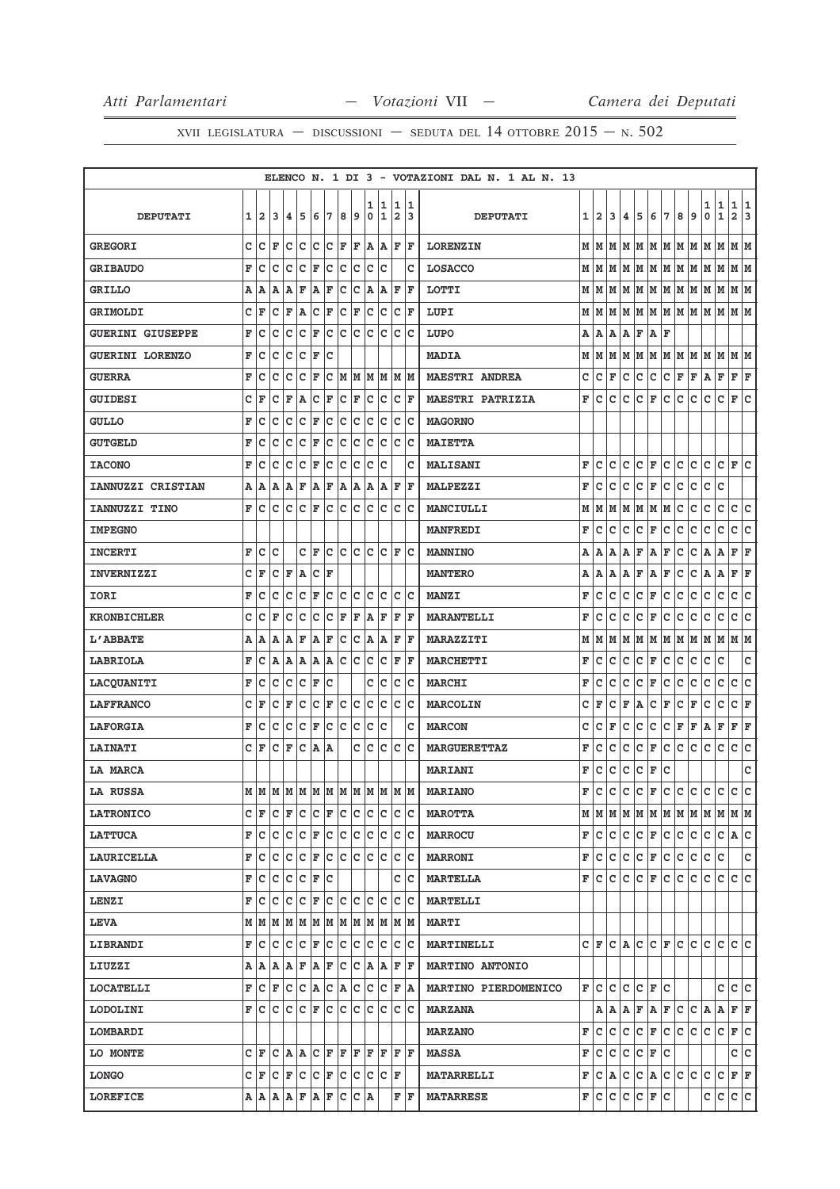XVII LEGISLATURA — DISCUSSIONI — SEDUTA DEL 14 OTTOBRE 2015 — N. 502

ELENCO N. 1 DI 3 - VOTAZIONI DAL N. 1 AL N. 13

| DEPUTATI | 1 | 2 | 3 | 4 | 5 | 6 | 7 | 8 | 9 | 10 | 11 | 12 | 13 | DEPUTATI | 1 | 2 | 3 | 4 | 5 | 6 | 7 | 8 | 9 | 10 | 11 | 12 | 13 |
|---|---|---|---|---|---|---|---|---|---|---|---|---|---|---|---|---|---|---|---|---|---|---|---|---|---|---|---|
| GREGORI | C | C | F | C | C | C | C | F | F | A | A | F | F | LORENZIN | M | M | M | M | M | M | M | M | M | M | M | M | M |
| GRIBAUDO | F | C | C | C | C | F | C | C | C | C | C |  | C | LOSACCO | M | M | M | M | M | M | M | M | M | M | M | M | M |
| GRILLO | A | A | A | A | F | A | F | C | C | A | A | F | F | LOTTI | M | M | M | M | M | M | M | M | M | M | M | M | M |
| GRIMOLDI | C | F | C | F | A | C | F | C | F | C | C | C | F | LUPI | M | M | M | M | M | M | M | M | M | M | M | M | M |
| GUERINI GIUSEPPE | F | C | C | C | C | F | C | C | C | C | C | C | C | LUPO | A | A | A | A | F | A | F |  |  |  |  |  |  |
| GUERINI LORENZO | F | C | C | C | C | F | C |  |  |  |  |  |  | MADIA | M | M | M | M | M | M | M | M | M | M | M | M | M |
| GUERRA | F | C | C | C | C | F | C | M | M | M | M | M | M | MAESTRI ANDREA | C | C | F | C | C | C | C | F | F | A | F | F | F |
| GUIDESI | C | F | C | F | A | C | F | C | F | C | C | C | F | MAESTRI PATRIZIA | F | C | C | C | C | F | C | C | C | C | C | F | C |
| GULLO | F | C | C | C | C | F | C | C | C | C | C | C | C | MAGORNO |  |  |  |  |  |  |  |  |  |  |  |  |  |
| GUTGELD | F | C | C | C | C | F | C | C | C | C | C | C | C | MAIETTA |  |  |  |  |  |  |  |  |  |  |  |  |  |
| IACONO | F | C | C | C | C | F | C | C | C | C | C |  | C | MALISANI | F | C | C | C | C | F | C | C | C | C | C | F | C |
| IANNUZZI CRISTIAN | A | A | A | A | F | A | F | A | A | A | A | F | F | MALPEZZI | F | C | C | C | C | F | C | C | C | C | C |  |  |
| IANNUZZI TINO | F | C | C | C | C | F | C | C | C | C | C | C | C | MANCIULLI | M | M | M | M | M | M | M | C | C | C | C | C | C |
| IMPEGNO |  |  |  |  |  |  |  |  |  |  |  |  |  | MANFREDI | F | C | C | C | C | F | C | C | C | C | C | C | C |
| INCERTI | F | C | C |  | C | F | C | C | C | C | C | F | C | MANNINO | A | A | A | A | F | A | F | C | C | A | A | F | F |
| INVERNIZZI | C | F | C | F | A | C | F |  |  |  |  |  |  | MANTERO | A | A | A | A | F | A | F | C | C | A | A | F | F |
| IORI | F | C | C | C | C | F | C | C | C | C | C | C | C | MANZI | F | C | C | C | C | F | C | C | C | C | C | C | C |
| KRONBICHLER | C | C | F | C | C | C | C | F | F | A | F | F | F | MARANTELLI | F | C | C | C | C | F | C | C | C | C | C | C | C |
| L'ABBATE | A | A | A | A | F | A | F | C | C | A | A | F | F | MARAZZITI | M | M | M | M | M | M | M | M | M | M | M | M | M |
| LABRIOLA | F | C | A | A | A | A | A | C | C | C | C | F | F | MARCHETTI | F | C | C | C | C | F | C | C | C | C | C |  | C |
| LACQUANITI | F | C | C | C | C | F | C |  |  | C | C | C | C | MARCHI | F | C | C | C | C | F | C | C | C | C | C | C | C |
| LAFFRANCO | C | F | C | F | C | C | F | C | C | C | C | C | C | MARCOLIN | C | F | C | F | A | C | F | C | F | C | C | C | F |
| LAFORGIA | F | C | C | C | C | F | C | C | C | C | C |  | C | MARCON | C | C | F | C | C | C | C | F | F | A | F | F | F |
| LAINATI | C | F | C | F | C | A | A |  | C | C | C | C | C | MARGUERETTAZ | F | C | C | C | C | F | C | C | C | C | C | C | C |
| LA MARCA |  |  |  |  |  |  |  |  |  |  |  |  |  | MARIANI | F | C | C | C | C | F | C |  |  |  |  |  | C |
| LA RUSSA | M | M | M | M | M | M | M | M | M | M | M | M | M | MARIANO | F | C | C | C | C | F | C | C | C | C | C | C | C |
| LATRONICO | C | F | C | F | C | C | F | C | C | C | C | C | C | MAROTTA | M | M | M | M | M | M | M | M | M | M | M | M | M |
| LATTUCA | F | C | C | C | C | F | C | C | C | C | C | C | C | MARROCU | F | C | C | C | C | F | C | C | C | C | C | A | C |
| LAURICELLA | F | C | C | C | C | F | C | C | C | C | C | C | C | MARRONI | F | C | C | C | C | F | C | C | C | C | C |  | C |
| LAVAGNO | F | C | C | C | C | F | C |  |  |  |  | C | C | MARTELLA | F | C | C | C | C | F | C | C | C | C | C | C | C |
| LENZI | F | C | C | C | C | F | C | C | C | C | C | C | C | MARTELLI |  |  |  |  |  |  |  |  |  |  |  |  |  |
| LEVA | M | M | M | M | M | M | M | M | M | M | M | M | M | MARTI |  |  |  |  |  |  |  |  |  |  |  |  |  |
| LIBRANDI | F | C | C | C | C | F | C | C | C | C | C | C | C | MARTINELLI | C | F | C | A | C | C | F | C | C | C | C | C | C |
| LIUZZI | A | A | A | A | F | A | F | C | C | A | A | F | F | MARTINO ANTONIO |  |  |  |  |  |  |  |  |  |  |  |  |  |
| LOCATELLI | F | C | F | C | C | A | C | A | C | C | C | F | A | MARTINO PIERDOMENICO | F | C | C | C | C | F | C |  |  |  | C | C | C |
| LODOLINI | F | C | C | C | C | F | C | C | C | C | C | C | C | MARZANA |  | A | A | A | F | A | F | C | C | A | A | F | F |
| LOMBARDI |  |  |  |  |  |  |  |  |  |  |  |  |  | MARZANO | F | C | C | C | C | F | C | C | C | C | C | F | C |
| LO MONTE | C | F | C | A | A | C | F | F | F | F | F | F | F | MASSA | F | C | C | C | C | F | C |  |  |  |  | C | C |
| LONGO | C | F | C | F | C | C | F | C | C | C | C | F |  | MATARRELLI | F | C | A | C | C | A | C | C | C | C | C | F | F |
| LOREFICE | A | A | A | A | F | A | F | C | C | A |  | F | F | MATARRESE | F | C | C | C | C | F | C |  |  | C | C | C | C |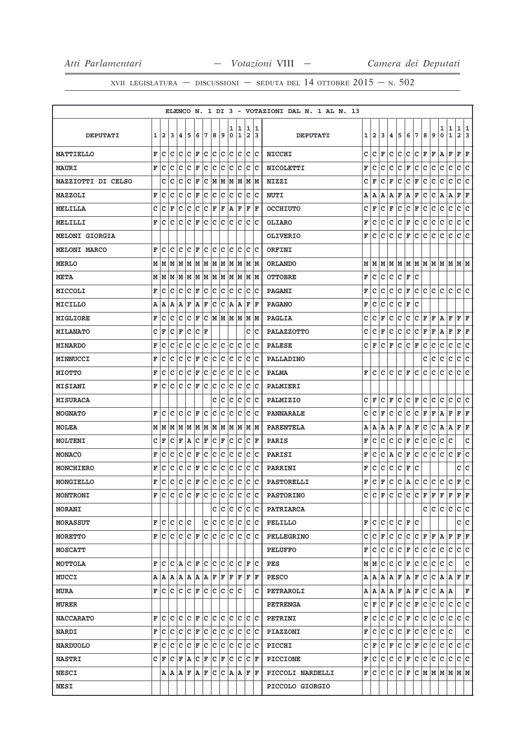XVII LEGISLATURA — DISCUSSIONI — SEDUTA DEL 14 OTTOBRE 2015 — N. 502

ELENCO N. 1 DI 3 - VOTAZIONI DAL N. 1 AL N. 13

| DEPUTATI | 1 | 2 | 3 | 4 | 5 | 6 | 7 | 8 | 9 | 10 | 11 | 12 | 13 | DEPUTATI | 1 | 2 | 3 | 4 | 5 | 6 | 7 | 8 | 9 | 10 | 11 | 12 | 13 |
|---|---|---|---|---|---|---|---|---|---|---|---|---|---|---|---|---|---|---|---|---|---|---|---|---|---|---|---|
| MATTIELLO | F | C | C | C | C | F | C | C | C | C | C | C | C | NICCHI | C | C | F | C | C | C | C | F | F | A | F | F | F |
| MAURI | F | C | C | C | C | F | C | C | C | C | C | C | C | NICOLETTI | F | C | C | C | C | F | C | C | C | C | C | C | C |
| MAZZIOTTI DI CELSO | | C | C | C | C | F | C | M | M | M | M | M | M | NIZZI | C | F | C | F | C | C | F | C | C | C | C | C | C |
| MAZZOLI | F | C | C | C | C | F | C | C | C | C | C | C | C | NUTI | A | A | A | A | F | A | F | C | C | A | A | F | F |
| MELILLA | C | C | F | C | C | C | C | F | F | A | F | F | F | OCCHIUTO | C | F | C | F | C | C | F | C | C | C | C | C | C |
| MELILLI | F | C | C | C | C | F | C | C | C | C | C | C | C | OLIARO | F | C | C | C | C | F | C | C | C | C | C | C | C |
| MELONI GIORGIA | | | | | | | | | | | | | | OLIVERIO | F | C | C | C | C | F | C | C | C | C | C | C | C |
| MELONI MARCO | F | C | C | C | C | F | C | C | C | C | C | C | C | ORFINI | | | | | | | | | | | | | |
| MERLO | M | M | M | M | M | M | M | M | M | M | M | M | M | ORLANDO | M | M | M | M | M | M | M | M | M | M | M | M | M |
| META | M | M | M | M | M | M | M | M | M | M | M | M | M | OTTOBRE | F | C | C | C | C | F | C | | | | | | |
| MICCOLI | F | C | C | C | C | F | C | C | C | C | C | C | C | PAGANI | F | C | C | C | C | F | C | C | C | C | C | C | C |
| MICILLO | A | A | A | A | F | A | F | C | C | A | A | F | F | PAGANO | F | C | C | C | C | F | C | | | | | | |
| MIGLIORE | F | C | C | C | C | F | C | M | M | M | M | M | M | PAGLIA | C | C | F | C | C | C | C | F | F | A | F | F | F |
| MILANATO | C | F | C | F | C | C | F | | | | | C | C | PALAZZOTTO | C | C | F | C | C | C | C | F | F | A | F | F | F |
| MINARDO | F | C | C | C | C | C | C | C | C | C | C | C | C | PALESE | C | F | C | F | C | C | F | C | C | C | C | C | C |
| MINNUCCI | F | C | C | C | C | F | C | C | C | C | C | C | C | PALLADINO | | | | | | | | C | C | C | C | C | C |
| MIOTTO | F | C | C | C | C | F | C | C | C | C | C | C | C | PALMA | F | C | C | C | C | F | C | C | C | C | C | C | C |
| MISIANI | F | C | C | C | C | F | C | C | C | C | C | C | C | PALMIERI | | | | | | | | | | | | | |
| MISURACA | | | | | | | | C | C | C | C | C | C | PALMIZIO | C | F | C | F | C | C | F | C | C | C | C | C | C |
| MOGNATO | F | C | C | C | C | F | C | C | C | C | C | C | C | PANNARALE | C | C | F | C | C | C | C | F | F | A | F | F | F |
| MOLEA | M | M | M | M | M | M | M | M | M | M | M | M | M | PARENTELA | A | A | A | A | F | A | F | C | C | A | A | F | F |
| MOLTENI | C | F | C | F | A | C | F | C | F | C | C | C | F | PARIS | F | C | C | C | C | F | C | C | C | C | C | | C |
| MONACO | F | C | C | C | C | F | C | C | C | C | C | C | C | PARISI | F | C | C | A | C | F | C | C | C | C | C | F | C |
| MONCHIERO | F | C | C | C | C | F | C | C | C | C | C | C | C | PARRINI | F | C | C | C | C | F | C | | | | | C | C |
| MONGIELLO | F | C | C | C | C | F | C | C | C | C | C | C | C | PASTORELLI | F | C | F | C | C | A | C | C | C | C | C | F | C |
| MONTRONI | F | C | C | C | C | F | C | C | C | C | C | C | C | PASTORINO | C | C | F | C | C | C | C | F | F | F | F | F | F |
| MORANI | | | | | | | | C | C | C | C | C | C | PATRIARCA | | | | | | | | C | C | C | C | C | C |
| MORASSUT | F | C | C | C | C | | C | C | C | C | C | C | C | PELILLO | F | C | C | C | C | F | C | | | | | C | C |
| MORETTO | F | C | C | C | C | F | C | C | C | C | C | C | C | PELLEGRINO | C | C | F | C | C | C | C | F | F | A | F | F | F |
| MOSCATT | | | | | | | | | | | | | | PELUFFO | F | C | C | C | C | F | C | C | C | C | C | C | C |
| MOTTOLA | F | C | C | A | C | F | C | C | C | C | C | F | C | PES | M | M | C | C | C | F | C | C | C | C | C | | C |
| MUCCI | A | A | A | A | A | A | A | F | F | F | F | F | F | PESCO | A | A | A | A | F | A | F | C | C | A | A | F | F |
| MURA | F | C | C | C | C | F | C | C | C | C | C | | C | PETRAROLI | A | A | A | A | F | A | F | C | C | A | A | | F |
| MURER | | | | | | | | | | | | | | PETRENGA | C | F | C | F | C | C | F | C | C | C | C | C | C |
| NACCARATO | F | C | C | C | C | F | C | C | C | C | C | C | C | PETRINI | F | C | C | C | C | F | C | C | C | C | C | C | C |
| NARDI | F | C | C | C | C | F | C | C | C | C | C | C | C | PIAZZONI | F | C | C | C | C | F | C | C | C | C | C | | C |
| NARDUOLO | F | C | C | C | C | F | C | C | C | C | C | C | C | PICCHI | C | F | C | F | C | C | F | C | C | C | C | C | C |
| NASTRI | C | F | C | F | A | C | F | C | F | C | C | C | F | PICCIONE | F | C | C | C | C | F | C | C | C | C | C | C | C |
| NESCI | | A | A | A | F | A | F | C | C | A | A | F | F | PICCOLI NARDELLI | F | C | C | C | C | F | C | M | M | M | M | M | M |
| NESI | | | | | | | | | | | | | | PICCOLO GIORGIO | | | | | | | | | | | | | |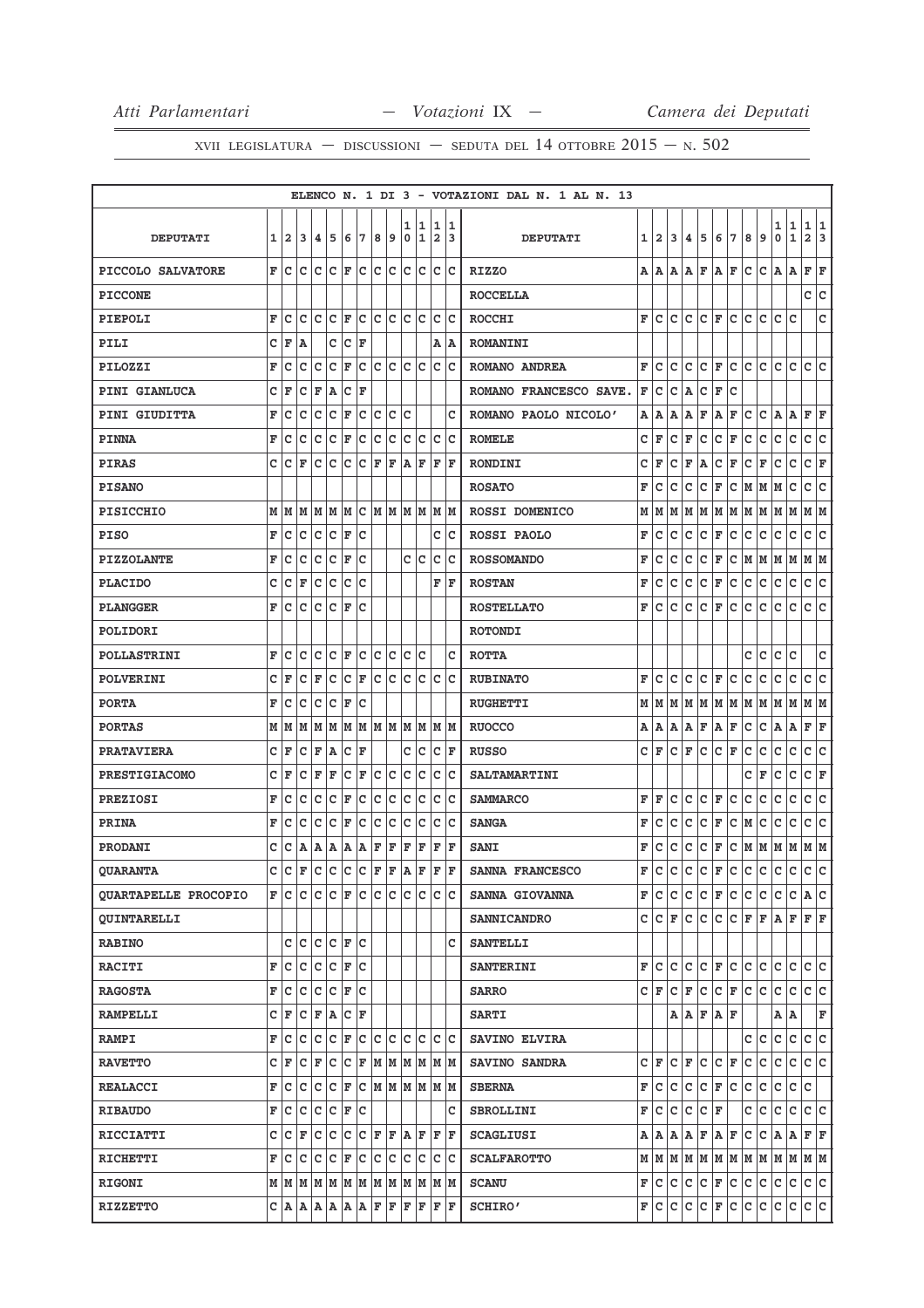ELENCO N. 1 DI 3 - VOTAZIONI DAL N. 1 AL N. 13

| DEPUTATI | 1 | 2 | 3 | 4 | 5 | 6 | 7 | 8 | 9 | 10 | 11 | 12 | 13 | DEPUTATI | 1 | 2 | 3 | 4 | 5 | 6 | 7 | 8 | 9 | 10 | 11 | 12 | 13 |
|---|---|---|---|---|---|---|---|---|---|---|---|---|---|---|---|---|---|---|---|---|---|---|---|---|---|---|---|
| PICCOLO SALVATORE | F | C | C | C | C | F | C | C | C | C | C | C | C | RIZZO | A | A | A | A | F | A | F | C | C | A | A | F | F |
| PICCONE | | | | | | | | | | | | | | ROCCELLA | | | | | | | | | | | | C | C |
| PIEPOLI | F | C | C | C | C | F | C | C | C | C | C | C | C | ROCCHI | F | C | C | C | C | F | C | C | C | C | C | | C |
| PILI | C | F | A | | C | C | F | | | | | A | A | ROMANINI | | | | | | | | | | | | | |
| PILOZZI | F | C | C | C | C | F | C | C | C | C | C | C | C | ROMANO ANDREA | F | C | C | C | C | F | C | C | C | C | C | C | C |
| PINI GIANLUCA | C | F | C | F | A | C | F | | | | | | | ROMANO FRANCESCO SAVE. | F | C | C | A | C | F | C | | | | | | |
| PINI GIUDITTA | F | C | C | C | C | F | C | C | C | C | | | C | ROMANO PAOLO NICOLO' | A | A | A | A | F | A | F | C | C | A | A | F | F |
| PINNA | F | C | C | C | C | F | C | C | C | C | C | C | C | ROMELE | C | F | C | F | C | C | F | C | C | C | C | C | C |
| PIRAS | C | C | F | C | C | C | C | F | F | A | F | F | F | RONDINI | C | F | C | F | A | C | F | C | F | C | C | C | F |
| PISANO | | | | | | | | | | | | | | ROSATO | F | C | C | C | C | F | C | M | M | M | C | C | C |
| PISICCHIO | M | M | M | M | M | M | C | M | M | M | M | M | M | ROSSI DOMENICO | M | M | M | M | M | M | M | M | M | M | M | M | M |
| PISO | F | C | C | C | C | F | C | | | | | C | C | ROSSI PAOLO | F | C | C | C | C | F | C | C | C | C | C | C | C |
| PIZZOLANTE | F | C | C | C | C | F | C | | | C | C | C | C | ROSSOMANDO | F | C | C | C | C | F | C | M | M | M | M | M | M |
| PLACIDO | C | C | F | C | C | C | C | | | | | F | F | ROSTAN | F | C | C | C | C | F | C | C | C | C | C | C | C |
| PLANGGER | F | C | C | C | C | F | C | | | | | | | ROSTELLATO | F | C | C | C | C | F | C | C | C | C | C | C | C |
| POLIDORI | | | | | | | | | | | | | | ROTONDI | | | | | | | | | | | | | |
| POLLASTRINI | F | C | C | C | C | F | C | C | C | C | C | | C | ROTTA | | | | | | | | C | C | C | C | | C |
| POLVERINI | C | F | C | F | C | C | F | C | C | C | C | C | C | RUBINATO | F | C | C | C | C | F | C | C | C | C | C | C | C |
| PORTA | F | C | C | C | C | F | C | | | | | | | RUGHETTI | M | M | M | M | M | M | M | M | M | M | M | M | M |
| PORTAS | M | M | M | M | M | M | M | M | M | M | M | M | M | RUOCCO | A | A | A | A | F | A | F | C | C | A | A | F | F |
| PRATAVIERA | C | F | C | F | A | C | F | | | C | C | C | F | RUSSO | C | F | C | F | C | C | F | C | C | C | C | C | C |
| PRESTIGIACOMO | C | F | C | F | F | C | F | C | C | C | C | C | C | SALTAMARTINI | | | | | | | | C | F | C | C | C | F |
| PREZIOSI | F | C | C | C | C | F | C | C | C | C | C | C | C | SAMMARCO | F | F | C | C | C | F | C | C | C | C | C | C | C |
| PRINA | F | C | C | C | C | F | C | C | C | C | C | C | C | SANGA | F | C | C | C | C | F | C | M | C | C | C | C | C |
| PRODANI | C | C | A | A | A | A | A | F | F | F | F | F | F | SANI | F | C | C | C | C | F | C | M | M | M | M | M | M |
| QUARANTA | C | C | F | C | C | C | C | F | F | A | F | F | F | SANNA FRANCESCO | F | C | C | C | C | F | C | C | C | C | C | C | C |
| QUARTAPELLE PROCOPIO | F | C | C | C | C | F | C | C | C | C | C | C | C | SANNA GIOVANNA | F | C | C | C | C | F | C | C | C | C | C | A | C |
| QUINTARELLI | | | | | | | | | | | | | | SANNICANDRO | C | C | F | C | C | C | C | F | F | A | F | F | F |
| RABINO | | C | C | C | C | F | C | | | | | | C | SANTELLI | | | | | | | | | | | | | |
| RACITI | F | C | C | C | C | F | C | | | | | | | SANTERINI | F | C | C | C | C | F | C | C | C | C | C | C | C |
| RAGOSTA | F | C | C | C | C | F | C | | | | | | | SARRO | C | F | C | F | C | C | F | C | C | C | C | C | C |
| RAMPELLI | C | F | C | F | A | C | F | | | | | | | SARTI | | | A | A | F | A | F | | | A | A | | F |
| RAMPI | F | C | C | C | C | F | C | C | C | C | C | C | C | SAVINO ELVIRA | | | | | | | | C | C | C | C | C | C |
| RAVETTO | C | F | C | F | C | C | F | M | M | M | M | M | M | SAVINO SANDRA | C | F | C | F | C | C | F | C | C | C | C | C | C |
| REALACCI | F | C | C | C | C | F | C | M | M | M | M | M | M | SBERNA | F | C | C | C | C | F | C | C | C | C | C | C | |
| RIBAUDO | F | C | C | C | C | F | C | | | | | | C | SBROLLINI | F | C | C | C | C | F | | C | C | C | C | C | C |
| RICCIATTI | C | C | F | C | C | C | C | F | F | A | F | F | F | SCAGLIUSI | A | A | A | A | F | A | F | C | C | A | A | F | F |
| RICHETTI | F | C | C | C | C | F | C | C | C | C | C | C | C | SCALFAROTTO | M | M | M | M | M | M | M | M | M | M | M | M | M |
| RIGONI | M | M | M | M | M | M | M | M | M | M | M | M | M | SCANU | F | C | C | C | C | F | C | C | C | C | C | C | C |
| RIZZETTO | C | A | A | A | A | A | A | F | F | F | F | F | F | SCHIRO' | F | C | C | C | C | F | C | C | C | C | C | C | C |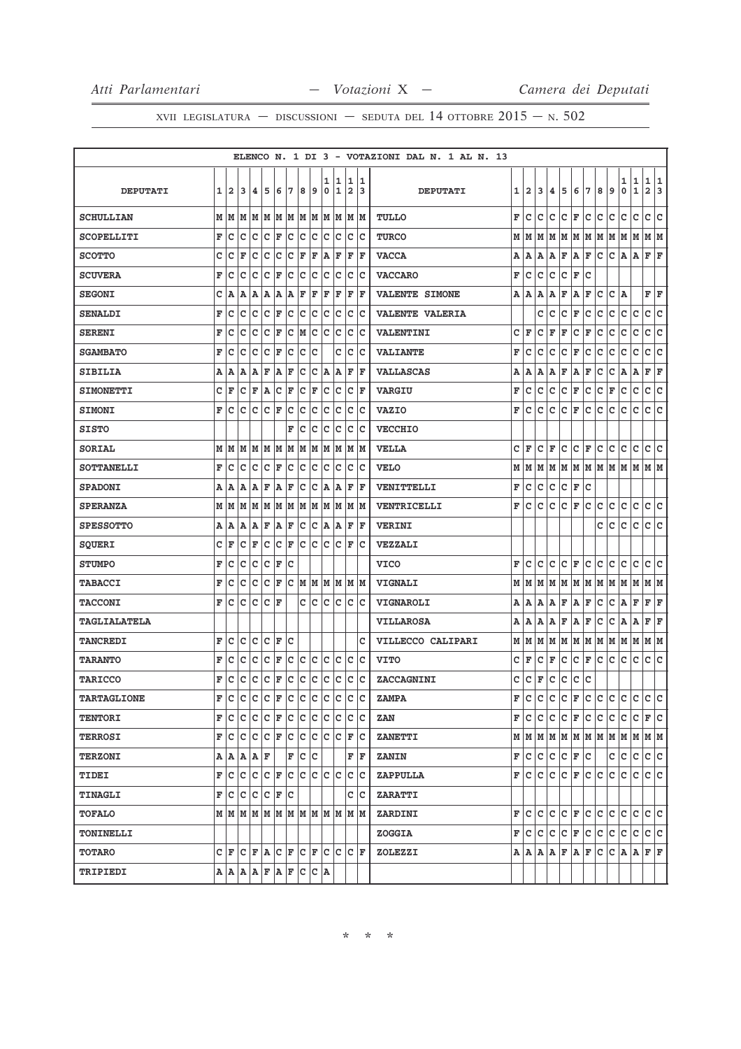| ELENCO N. 1 DI 3 - VOTAZIONI DAL N. 1 AL N. 13 | | | | | | | | | | | | | | | | | | | | | | | | | | | |
|---|---|---|---|---|---|---|---|---|---|---|---|---|---|---|---|---|---|---|---|---|---|---|---|---|---|---|---|
| DEPUTATI | 1 | 2 | 3 | 4 | 5 | 6 | 7 | 8 | 9 | 10 | 11 | 12 | 13 | DEPUTATI | 1 | 2 | 3 | 4 | 5 | 6 | 7 | 8 | 9 | 10 | 11 | 12 | 13 |
| SCHULLIAN | M | M | M | M | M | M | M | M | M | M | M | M | M | TULLO | F | C | C | C | C | F | C | C | C | C | C | C | C |
| SCOPELLITI | F | C | C | C | C | F | C | C | C | C | C | C | C | TURCO | M | M | M | M | M | M | M | M | M | M | M | M | M |
| SCOTTO | C | C | F | C | C | C | C | F | F | A | F | F | F | VACCA | A | A | A | A | F | A | F | C | C | A | A | F | F |
| SCUVERA | F | C | C | C | C | F | C | C | C | C | C | C | C | VACCARO | F | C | C | C | C | F | C | | | | | | |
| SEGONI | C | A | A | A | A | A | A | F | F | F | F | F | F | VALENTE SIMONE | A | A | A | A | F | A | F | C | C | A | | F | F |
| SENALDI | F | C | C | C | C | F | C | C | C | C | C | C | C | VALENTE VALERIA | | | C | C | C | F | C | C | C | C | C | C | C |
| SERENI | F | C | C | C | C | F | C | M | C | C | C | C | C | VALENTINI | C | F | C | F | F | C | F | C | C | C | C | C | C |
| SGAMBATO | F | C | C | C | C | F | C | C | C | | C | C | C | VALIANTE | F | C | C | C | C | F | C | C | C | C | C | C | C |
| SIBILIA | A | A | A | A | F | A | F | C | C | A | A | F | F | VALLASCAS | A | A | A | A | F | A | F | C | C | A | A | F | F |
| SIMONETTI | C | F | C | F | A | C | F | C | F | C | C | C | F | VARGIU | F | C | C | C | C | F | C | C | F | C | C | C | C |
| SIMONI | F | C | C | C | C | F | C | C | C | C | C | C | C | VAZIO | F | C | C | C | C | F | C | C | C | C | C | C | C |
| SISTO | | | | | | | F | C | C | C | C | C | C | VECCHIO | | | | | | | | | | | | | |
| SORIAL | M | M | M | M | M | M | M | M | M | M | M | M | M | VELLA | C | F | C | F | C | C | F | C | C | C | C | C | C |
| SOTTANELLI | F | C | C | C | C | F | C | C | C | C | C | C | C | VELO | M | M | M | M | M | M | M | M | M | M | M | M | M |
| SPADONI | A | A | A | A | F | A | F | C | C | A | A | F | F | VENITTELLI | F | C | C | C | C | F | C | | | | | | |
| SPERANZA | M | M | M | M | M | M | M | M | M | M | M | M | M | VENTRICELLI | F | C | C | C | C | F | C | C | C | C | C | C | C |
| SPESSOTTO | A | A | A | A | F | A | F | C | C | A | A | F | F | VERINI | | | | | | | | C | C | C | C | C | C |
| SQUERI | C | F | C | F | C | C | F | C | C | C | C | F | C | VEZZALI | | | | | | | | | | | | | |
| STUMPO | F | C | C | C | C | F | C | | | | | | | VICO | F | C | C | C | C | F | C | C | C | C | C | C | C |
| TABACCI | F | C | C | C | C | F | C | M | M | M | M | M | M | VIGNALI | M | M | M | M | M | M | M | M | M | M | M | M | M |
| TACCONI | F | C | C | C | C | F | | C | C | C | C | C | C | VIGNAROLI | A | A | A | A | F | A | F | C | C | A | F | F | F |
| TAGLIALATELA | | | | | | | | | | | | | | VILLAROSA | A | A | A | A | F | A | F | C | C | A | A | F | F |
| TANCREDI | F | C | C | C | C | F | C | | | | | | C | VILLECCO CALIPARI | M | M | M | M | M | M | M | M | M | M | M | M | M |
| TARANTO | F | C | C | C | C | F | C | C | C | C | C | C | C | VITO | C | F | C | F | C | C | F | C | C | C | C | C | C |
| TARICCO | F | C | C | C | C | F | C | C | C | C | C | C | C | ZACCAGNINI | C | C | F | C | C | C | C | | | | | | |
| TARTAGLIONE | F | C | C | C | C | F | C | C | C | C | C | C | C | ZAMPA | F | C | C | C | C | F | C | C | C | C | C | C | C |
| TENTORI | F | C | C | C | C | F | C | C | C | C | C | C | C | ZAN | F | C | C | C | C | F | C | C | C | C | C | F | C |
| TERROSI | F | C | C | C | C | F | C | C | C | C | C | F | C | ZANETTI | M | M | M | M | M | M | M | M | M | M | M | M | M |
| TERZONI | A | A | A | A | F | | F | C | C | | | F | F | ZANIN | F | C | C | C | C | F | C | | C | C | C | C | C |
| TIDEI | F | C | C | C | C | F | C | C | C | C | C | C | C | ZAPPULLA | F | C | C | C | C | F | C | C | C | C | C | C | C |
| TINAGLI | F | C | C | C | C | F | C | | | | | C | C | ZARATTI | | | | | | | | | | | | | |
| TOFALO | M | M | M | M | M | M | M | M | M | M | M | M | M | ZARDINI | F | C | C | C | C | F | C | C | C | C | C | C | C |
| TONINELLI | | | | | | | | | | | | | | ZOGGIA | F | C | C | C | C | F | C | C | C | C | C | C | C |
| TOTARO | C | F | C | F | A | C | F | C | F | C | C | C | F | ZOLEZZI | A | A | A | A | F | A | F | C | C | A | A | F | F |
| TRIPIEDI | A | A | A | A | F | A | F | C | C | A | | | | | | | | | | | | | | | | | |

* * *